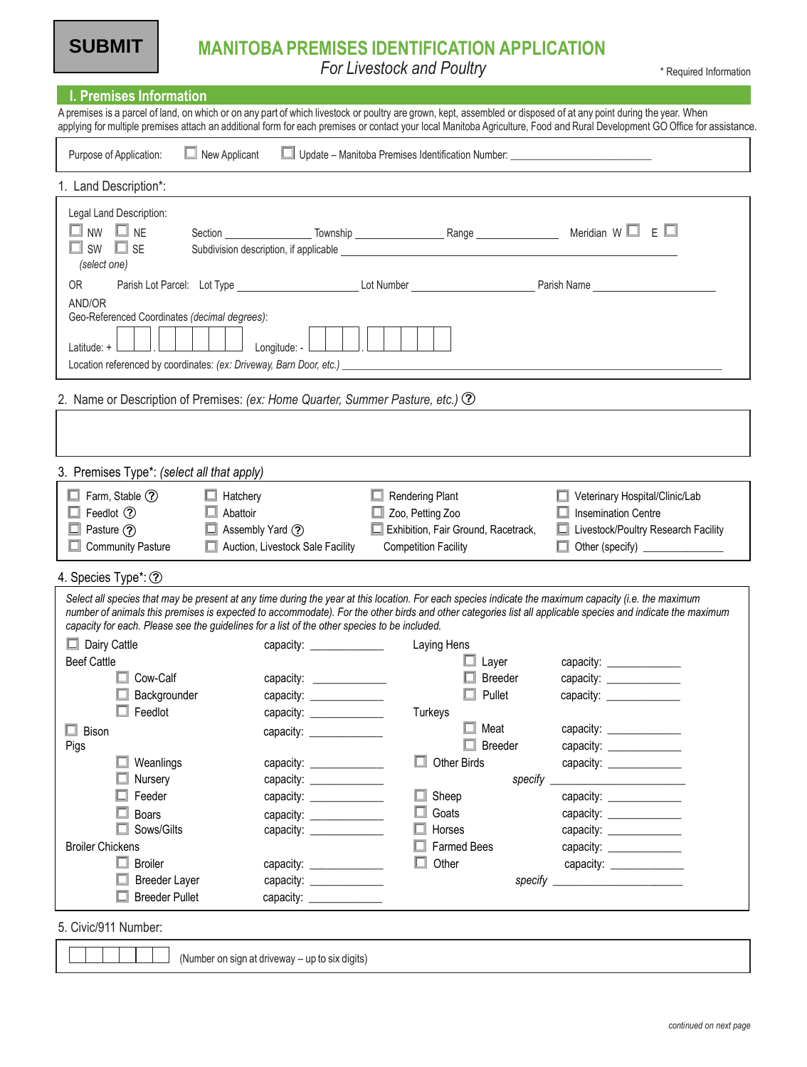**SUBMIT**

# MANITOBA PREMISES IDENTIFICATION APPLICATION

*For Livestock and Poultry*

\* Required Information

## I. Premises Information

A premises is a parcel of land, on which or on any part of which livestock or poultry are grown, kept, assembled or disposed of at any point during the year. When applying for multiple premises attach an additional form for each premises or contact your local Manitoba Agriculture, Food and Rural Development GO Office for assistance.

Purpose of Application: ☐ New Applicant ☐ Update – Manitoba Premises Identification Number: ____________________

1. Land Description*:

Legal Land Description:

☐ NW ☐ NE ☐ SW ☐ SE *(select one)*

Section ____________ Township ____________ Range ____________ Meridian W ☐ E ☐

Subdivision description, if applicable ____________________________________________

OR Parish Lot Parcel: Lot Type ________________ Lot Number ________________ Parish Name ________________

AND/OR

Geo-Referenced Coordinates *(decimal degrees)*:

Latitude: + ☐☐ . ☐☐☐☐☐ Longitude: - ☐☐☐ . ☐☐☐☐☐

Location referenced by coordinates: *(ex: Driveway, Barn Door, etc.)* ____________________________________________

2. Name or Description of Premises: *(ex: Home Quarter, Summer Pasture, etc.)* ⓘ

3. Premises Type*: *(select all that apply)*

| | | | |
|---|---|---|---|
| ☐ Farm, Stable ⓘ | ☐ Hatchery | ☐ Rendering Plant | ☐ Veterinary Hospital/Clinic/Lab |
| ☐ Feedlot ⓘ | ☐ Abattoir | ☐ Zoo, Petting Zoo | ☐ Insemination Centre |
| ☐ Pasture ⓘ | ☐ Assembly Yard ⓘ | ☐ Exhibition, Fair Ground, Racetrack, Competition Facility | ☐ Livestock/Poultry Research Facility |
| ☐ Community Pasture | ☐ Auction, Livestock Sale Facility | | ☐ Other (specify) ____________ |

4. Species Type*: ⓘ

*Select all species that may be present at any time during the year at this location. For each species indicate the maximum capacity (i.e. the maximum number of animals this premises is expected to accommodate). For the other birds and other categories list all applicable species and indicate the maximum capacity for each. Please see the guidelines for a list of the other species to be included.*

| Species | Capacity | Species | Capacity |
|---|---|---|---|
| ☐ Dairy Cattle | capacity: ________ | **Laying Hens** | |
| **Beef Cattle** | | ☐ Layer | capacity: ________ |
| ☐ Cow-Calf | capacity: ________ | ☐ Breeder | capacity: ________ |
| ☐ Backgrounder | capacity: ________ | ☐ Pullet | capacity: ________ |
| ☐ Feedlot | capacity: ________ | **Turkeys** | |
| ☐ Bison | capacity: ________ | ☐ Meat | capacity: ________ |
| **Pigs** | | ☐ Breeder | capacity: ________ |
| ☐ Weanlings | capacity: ________ | ☐ Other Birds | capacity: ________ |
| ☐ Nursery | capacity: ________ | *specify* ________________ | |
| ☐ Feeder | capacity: ________ | ☐ Sheep | capacity: ________ |
| ☐ Boars | capacity: ________ | ☐ Goats | capacity: ________ |
| ☐ Sows/Gilts | capacity: ________ | ☐ Horses | capacity: ________ |
| **Broiler Chickens** | | ☐ Farmed Bees | capacity: ________ |
| ☐ Broiler | capacity: ________ | ☐ Other | capacity: ________ |
| ☐ Breeder Layer | capacity: ________ | *specify* ________________ | |
| ☐ Breeder Pullet | capacity: ________ | | |

5. Civic/911 Number:

☐☐☐☐☐☐ (Number on sign at driveway – up to six digits)

*continued on next page*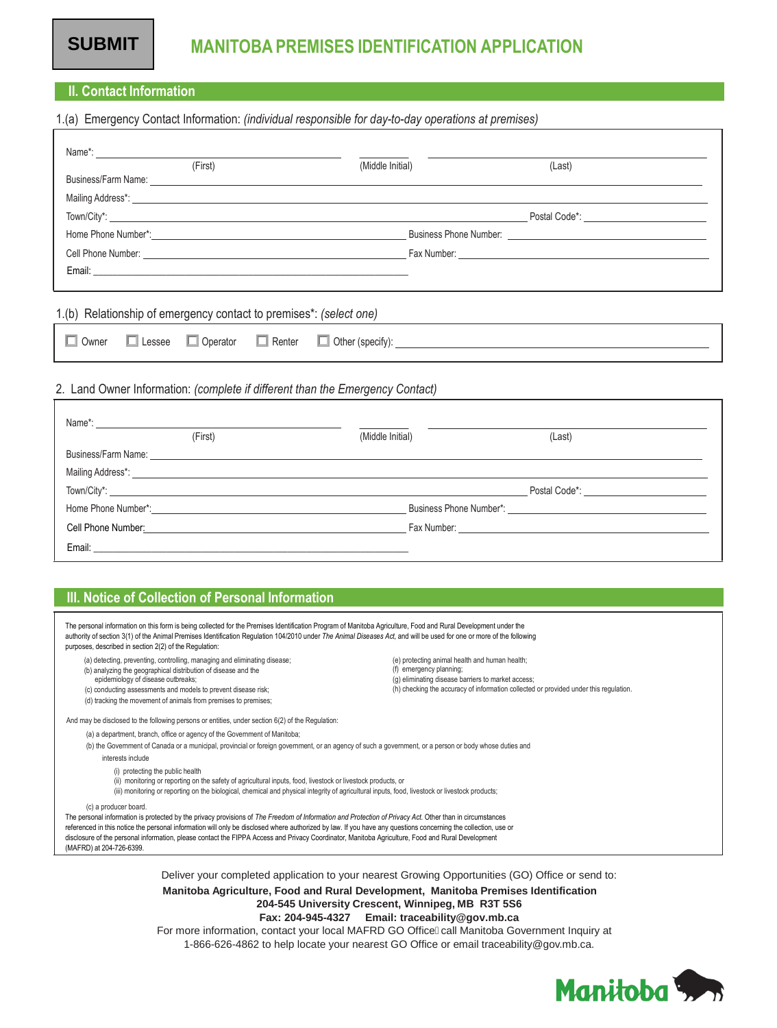SUBMIT

# MANITOBA PREMISES IDENTIFICATION APPLICATION

## II. Contact Information

1.(a) Emergency Contact Information: *(individual responsible for day-to-day operations at premises)*

Name*: ______________________ (First) ________ (Middle Initial) ______________________ (Last)

Business/Farm Name: ______________________

Mailing Address*: ______________________

Town/City*: ______________________ Postal Code*: ____________

Home Phone Number*: ____________ Business Phone Number: ____________

Cell Phone Number: ____________ Fax Number: ____________

Email: ______________________

1.(b) Relationship of emergency contact to premises*: *(select one)*

☐ Owner ☐ Lessee ☐ Operator ☐ Renter ☐ Other (specify): ______________________

2. Land Owner Information: *(complete if different than the Emergency Contact)*

Name*: ______________________ (First) ________ (Middle Initial) ______________________ (Last)

Business/Farm Name: ______________________

Mailing Address*: ______________________

Town/City*: ______________________ Postal Code*: ____________

Home Phone Number*: ____________ Business Phone Number*: ____________

Cell Phone Number: ____________ Fax Number: ____________

Email: ______________________

## III. Notice of Collection of Personal Information

The personal information on this form is being collected for the Premises Identification Program of Manitoba Agriculture, Food and Rural Development under the authority of section 3(1) of the Animal Premises Identification Regulation 104/2010 under *The Animal Diseases Act*, and will be used for one or more of the following purposes, described in section 2(2) of the Regulation:

(a) detecting, preventing, controlling, managing and eliminating disease;
(b) analyzing the geographical distribution of disease and the epidemiology of disease outbreaks;
(c) conducting assessments and models to prevent disease risk;
(d) tracking the movement of animals from premises to premises;
(e) protecting animal health and human health;
(f) emergency planning;
(g) eliminating disease barriers to market access;
(h) checking the accuracy of information collected or provided under this regulation.

And may be disclosed to the following persons or entities, under section 6(2) of the Regulation:

(a) a department, branch, office or agency of the Government of Manitoba;
(b) the Government of Canada or a municipal, provincial or foreign government, or an agency of such a government, or a person or body whose duties and interests include
  (i) protecting the public health
  (ii) monitoring or reporting on the safety of agricultural inputs, food, livestock or livestock products, or
  (iii) monitoring or reporting on the biological, chemical and physical integrity of agricultural inputs, food, livestock or livestock products;
(c) a producer board.

The personal information is protected by the privacy provisions of *The Freedom of Information and Protection of Privacy Act*. Other than in circumstances referenced in this notice the personal information will only be disclosed where authorized by law. If you have any questions concerning the collection, use or disclosure of the personal information, please contact the FIPPA Access and Privacy Coordinator, Manitoba Agriculture, Food and Rural Development (MAFRD) at 204-726-6399.

Deliver your completed application to your nearest Growing Opportunities (GO) Office or send to:

**Manitoba Agriculture, Food and Rural Development, Manitoba Premises Identification**
**204-545 University Crescent, Winnipeg, MB R3T 5S6**
**Fax: 204-945-4327 Email: traceability@gov.mb.ca**

For more information, contact your local MAFRD GO Office call Manitoba Government Inquiry at 1-866-626-4862 to help locate your nearest GO Office or email traceability@gov.mb.ca.

Manitoba